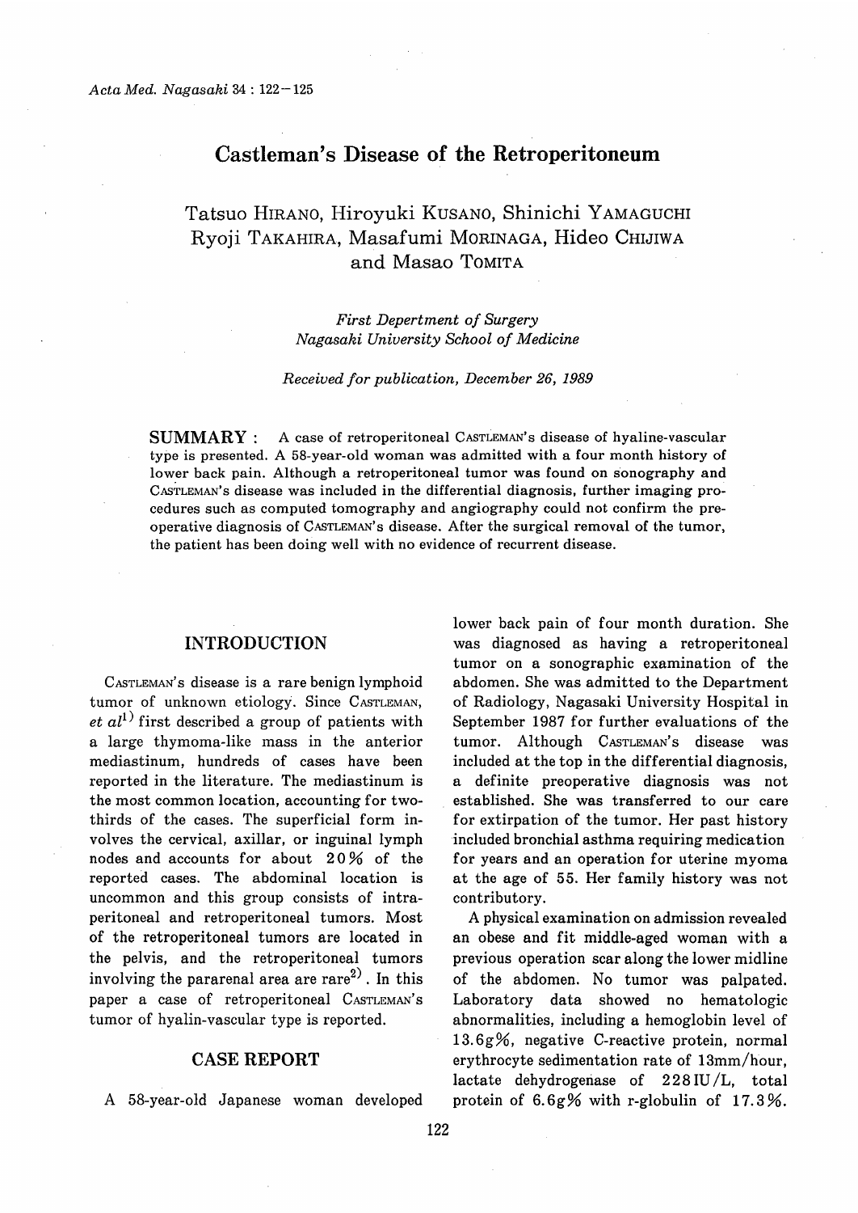Acta Med. Nagasaki 34 : 122−125

# Castleman's Disease of the Retroperitoneum

Tatsuo HIRANO, Hiroyuki KUSANO, Shinichi YAMAGUCHI
Ryoji TAKAHIRA, Masafumi MORINAGA, Hideo CHIJIWA
and Masao TOMITA

*First Depertment of Surgery*
*Nagasaki University School of Medicine*

*Received for publication, December 26, 1989*

**SUMMARY :** A case of retroperitoneal CASTLEMAN's disease of hyaline-vascular type is presented. A 58-year-old woman was admitted with a four month history of lower back pain. Although a retroperitoneal tumor was found on sonography and CASTLEMAN's disease was included in the differential diagnosis, further imaging procedures such as computed tomography and angiography could not confirm the preoperative diagnosis of CASTLEMAN's disease. After the surgical removal of the tumor, the patient has been doing well with no evidence of recurrent disease.

## INTRODUCTION

CASTLEMAN's disease is a rare benign lymphoid tumor of unknown etiology. Since CASTLEMAN, *et al*[1] first described a group of patients with a large thymoma-like mass in the anterior mediastinum, hundreds of cases have been reported in the literature. The mediastinum is the most common location, accounting for two-thirds of the cases. The superficial form involves the cervical, axillar, or inguinal lymph nodes and accounts for about 20% of the reported cases. The abdominal location is uncommon and this group consists of intraperitoneal and retroperitoneal tumors. Most of the retroperitoneal tumors are located in the pelvis, and the retroperitoneal tumors involving the pararenal area are rare[2]. In this paper a case of retroperitoneal CASTLEMAN's tumor of hyalin-vascular type is reported.

## CASE REPORT

A 58-year-old Japanese woman developed lower back pain of four month duration. She was diagnosed as having a retroperitoneal tumor on a sonographic examination of the abdomen. She was admitted to the Department of Radiology, Nagasaki University Hospital in September 1987 for further evaluations of the tumor. Although CASTLEMAN's disease was included at the top in the differential diagnosis, a definite preoperative diagnosis was not established. She was transferred to our care for extirpation of the tumor. Her past history included bronchial asthma requiring medication for years and an operation for uterine myoma at the age of 55. Her family history was not contributory.

A physical examination on admission revealed an obese and fit middle-aged woman with a previous operation scar along the lower midline of the abdomen. No tumor was palpated. Laboratory data showed no hematologic abnormalities, including a hemoglobin level of 13.6g%, negative C-reactive protein, normal erythrocyte sedimentation rate of 13mm/hour, lactate dehydrogenase of 228IU/L, total protein of 6.6g% with r-globulin of 17.3%.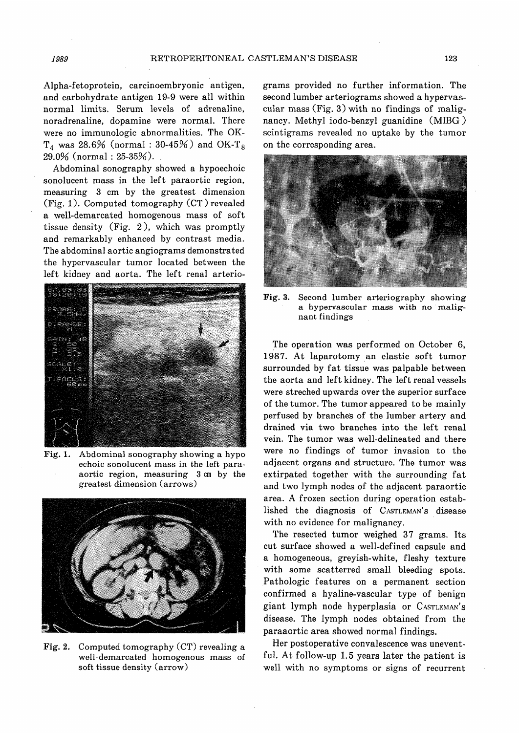Alpha-fetoprotein, carcinoembryonic antigen, and carbohydrate antigen 19-9 were all within normal limits. Serum levels of adrenaline, noradrenaline, dopamine were normal. There were no immunologic abnormalities. The OK-$T_4$ was 28.6% (normal : 30-45%) and OK-$T_8$ 29.0% (normal : 25-35%).

Abdominal sonography showed a hypoechoic sonolucent mass in the left paraortic region, measuring 3 cm by the greatest dimension (Fig. 1). Computed tomography (CT) revealed a well-demarcated homogenous mass of soft tissue density (Fig. 2), which was promptly and remarkably enhanced by contrast media. The abdominal aortic angiograms demonstrated the hypervascular tumor located between the left kidney and aorta. The left renal arteriograms provided no further information. The second lumber arteriograms showed a hypervascular mass (Fig. 3) with no findings of malignancy. Methyl iodo-benzyl guanidine (MIBG) scintigrams revealed no uptake by the tumor on the corresponding area.

Fig. 1. Abdominal sonography showing a hypo echoic sonolucent mass in the left para-aortic region, measuring 3 cm by the greatest dimension (arrows)

Fig. 2. Computed tomography (CT) revealing a well-demarcated homogenous mass of soft tissue density (arrow)

Fig. 3. Second lumber arteriography showing a hypervascular mass with no malignant findings

The operation was performed on October 6, 1987. At laparotomy an elastic soft tumor surrounded by fat tissue was palpable between the aorta and left kidney. The left renal vessels were streched upwards over the superior surface of the tumor. The tumor appeared to be mainly perfused by branches of the lumber artery and drained via two branches into the left renal vein. The tumor was well-delineated and there were no findings of tumor invasion to the adjacent organs and structure. The tumor was extirpated together with the surrounding fat and two lymph nodes of the adjacent paraortic area. A frozen section during operation established the diagnosis of CASTLEMAN's disease with no evidence for malignancy.

The resected tumor weighed 37 grams. Its cut surface showed a well-defined capsule and a homogeneous, greyish-white, fleshy texture with some scatterred small bleeding spots. Pathologic features on a permanent section confirmed a hyaline-vascular type of benign giant lymph node hyperplasia or CASTLEMAN's disease. The lymph nodes obtained from the paraaortic area showed normal findings.

Her postoperative convalescence was uneventful. At follow-up 1.5 years later the patient is well with no symptoms or signs of recurrent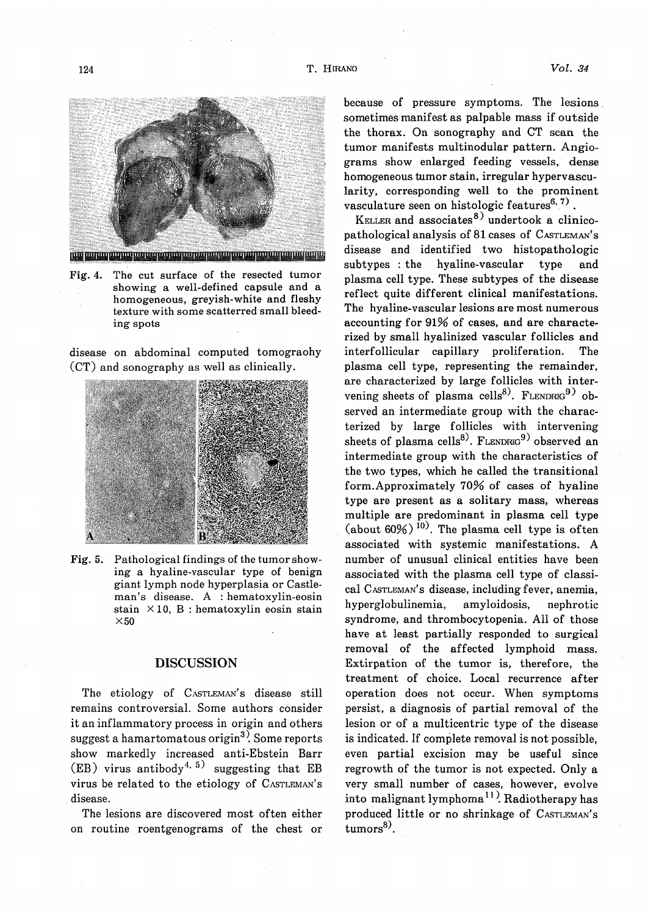Fig. 4. The cut surface of the resected tumor showing a well-defined capsule and a homogeneous, greyish-white and fleshy texture with some scatterred small bleeding spots

disease on abdominal computed tomograohy (CT) and sonography as well as clinically.

Fig. 5. Pathological findings of the tumor showing a hyaline-vascular type of benign giant lymph node hyperplasia or Castleman's disease. A : hematoxylin-eosin stain ×10, B : hematoxylin eosin stain ×50

## DISCUSSION

The etiology of CASTLEMAN's disease still remains controversial. Some authors consider it an inflammatory process in origin and others suggest a hamartomatous origin[3]. Some reports show markedly increased anti-Ebstein Barr (EB) virus antibody[4, 5] suggesting that EB virus be related to the etiology of CASTLEMAN's disease.

The lesions are discovered most often either on routine roentgenograms of the chest or because of pressure symptoms. The lesions sometimes manifest as palpable mass if outside the thorax. On sonography and CT scan the tumor manifests multinodular pattern. Angiograms show enlarged feeding vessels, dense homogeneous tumor stain, irregular hypervascularity, corresponding well to the prominent vasculature seen on histologic features[6, 7].

KELLER and associates[8] undertook a clinicopathological analysis of 81 cases of CASTLEMAN's disease and identified two histopathologic subtypes : the hyaline-vascular type and plasma cell type. These subtypes of the disease reflect quite different clinical manifestations. The hyaline-vascular lesions are most numerous accounting for 91% of cases, and are characterized by small hyalinized vascular follicles and interfollicular capillary proliferation. The plasma cell type, representing the remainder, are characterized by large follicles with intervening sheets of plasma cells[8]. FLENDRIG[9] observed an intermediate group with the characterized by large follicles with intervening sheets of plasma cells[8]. FLENDRIG[9] observed an intermediate group with the characteristics of the two types, which he called the transitional form. Approximately 70% of cases of hyaline type are present as a solitary mass, whereas multiple are predominant in plasma cell type (about 60%)[10]. The plasma cell type is often associated with systemic manifestations. A number of unusual clinical entities have been associated with the plasma cell type of classical CASTLEMAN's disease, including fever, anemia, hyperglobulinemia, amyloidosis, nephrotic syndrome, and thrombocytopenia. All of those have at least partially responded to surgical removal of the affected lymphoid mass. Extirpation of the tumor is, therefore, the treatment of choice. Local recurrence after operation does not occur. When symptoms persist, a diagnosis of partial removal of the lesion or of a multicentric type of the disease is indicated. If complete removal is not possible, even partial excision may be useful since regrowth of the tumor is not expected. Only a very small number of cases, however, evolve into malignant lymphoma[11]. Radiotherapy has produced little or no shrinkage of CASTLEMAN's tumors[8].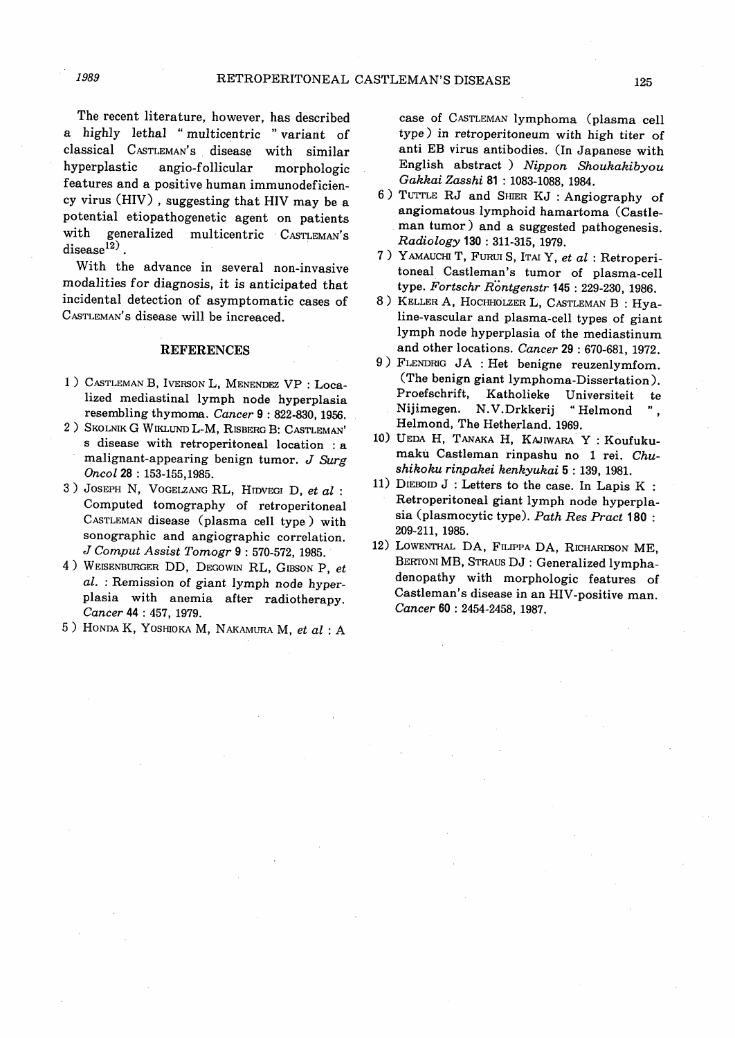The recent literature, however, has described a highly lethal "multicentric" variant of classical CASTLEMAN's disease with similar hyperplastic angio-follicular morphologic features and a positive human immunodeficiency virus (HIV), suggesting that HIV may be a potential etiopathogenetic agent on patients with generalized multicentric CASTLEMAN's disease[12].

With the advance in several non-invasive modalities for diagnosis, it is anticipated that incidental detection of asymptomatic cases of CASTLEMAN's disease will be increaced.

## REFERENCES

1) CASTLEMAN B, IVERSON L, MENENDEZ VP : Localized mediastinal lymph node hyperplasia resembling thymoma. *Cancer* **9** : 822-830, 1956.
2) SKOLNIK G WIKLUND L-M, RISBERG B: CASTLEMAN's disease with retroperitoneal location : a malignant-appearing benign tumor. *J Surg Oncol* **28** : 153-155,1985.
3) JOSEPH N, VOGELZANG RL, HIDVEGI D, *et al* : Computed tomography of retroperitoneal CASTLEMAN disease (plasma cell type) with sonographic and angiographic correlation. *J Comput Assist Tomogr* **9** : 570-572, 1985.
4) WEISENBURGER DD, DEGOWIN RL, GIBSON P, *et al.* : Remission of giant lymph node hyperplasia with anemia after radiotherapy. *Cancer* **44** : 457, 1979.
5) HONDA K, YOSHIOKA M, NAKAMURA M, *et al* : A case of CASTLEMAN lymphoma (plasma cell type) in retroperitoneum with high titer of anti EB virus antibodies. (In Japanese with English abstract) *Nippon Shoukakibyou Gakkai Zasshi* **81** : 1083-1088, 1984.
6) TUTTLE RJ and SHIER KJ : Angiography of angiomatous lymphoid hamartoma (Castleman tumor) and a suggested pathogenesis. *Radiology* **130** : 311-315, 1979.
7) YAMAUCHI T, FURUI S, ITAI Y, *et al* : Retroperitoneal Castleman's tumor of plasma-cell type. *Fortschr Röntgenstr* **145** : 229-230, 1986.
8) KELLER A, HOCHHOLZER L, CASTLEMAN B : Hyaline-vascular and plasma-cell types of giant lymph node hyperplasia of the mediastinum and other locations. *Cancer* **29** : 670-681, 1972.
9) FLENDRIG JA : Het benigne reuzenlymfom. (The benign giant lymphoma-Dissertation). Proefschrift, Katholieke Universiteit te Nijimegen. N.V.Drkkerij "Helmond", Helmond, The Hetherland. 1969.
10) UEDA H, TANAKA H, KAJIWARA Y : Koufukumaku Castleman rinpashu no 1 rei. *Chushikoku rinpakei kenkyukai* **5** : 139, 1981.
11) DIEBOID J : Letters to the case. In Lapis K : Retroperitoneal giant lymph node hyperplasia (plasmocytic type). *Path Res Pract* **180** : 209-211, 1985.
12) LOWENTHAL DA, FILIPPA DA, RICHARDSON ME, BERTONI MB, STRAUS DJ : Generalized lymphadenopathy with morphologic features of Castleman's disease in an HIV-positive man. *Cancer* **60** : 2454-2458, 1987.